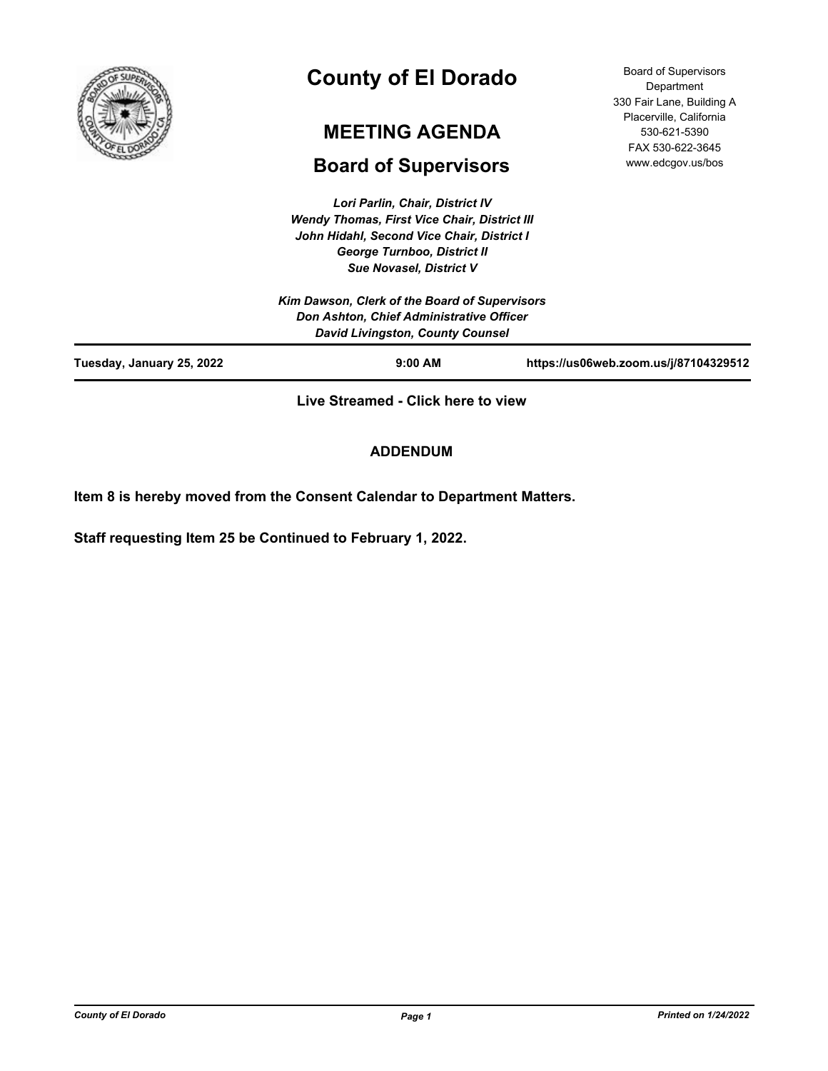# County of El Dorado

## MEETING AGENDA

## Board of Supervisors

Board of Supervisors Department
330 Fair Lane, Building A
Placerville, California
530-621-5390
FAX 530-622-3645
www.edcgov.us/bos

*Lori Parlin, Chair, District IV*
*Wendy Thomas, First Vice Chair, District III*
*John Hidahl, Second Vice Chair, District I*
*George Turnboo, District II*
*Sue Novasel, District V*

*Kim Dawson, Clerk of the Board of Supervisors*
*Don Ashton, Chief Administrative Officer*
*David Livingston, County Counsel*

**Tuesday, January 25, 2022** | **9:00 AM** | **https://us06web.zoom.us/j/87104329512**

**Live Streamed - Click here to view**

**ADDENDUM**

**Item 8 is hereby moved from the Consent Calendar to Department Matters.**

**Staff requesting Item 25 be Continued to February 1, 2022.**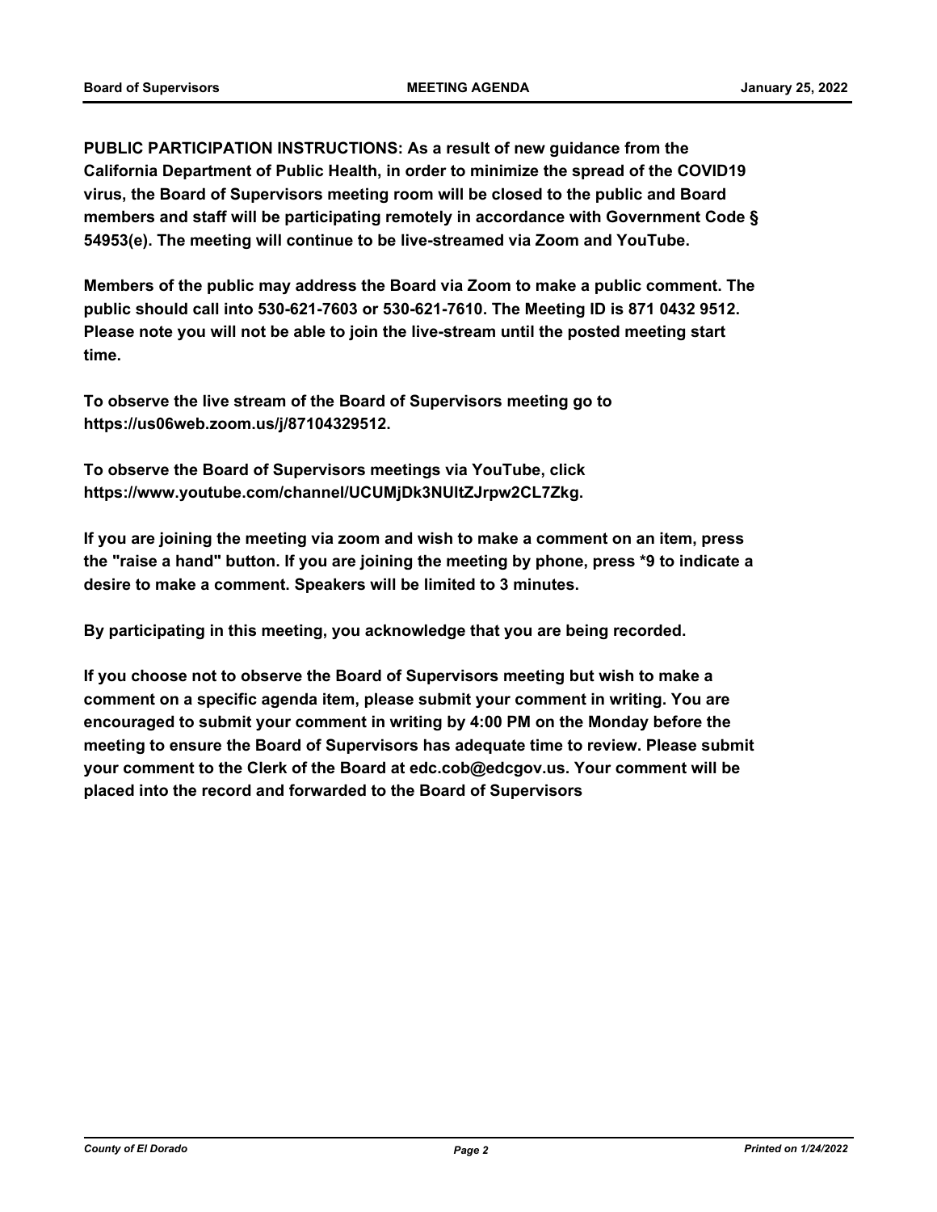**PUBLIC PARTICIPATION INSTRUCTIONS: As a result of new guidance from the California Department of Public Health, in order to minimize the spread of the COVID19 virus, the Board of Supervisors meeting room will be closed to the public and Board members and staff will be participating remotely in accordance with Government Code § 54953(e). The meeting will continue to be live-streamed via Zoom and YouTube.**

**Members of the public may address the Board via Zoom to make a public comment. The public should call into 530-621-7603 or 530-621-7610. The Meeting ID is 871 0432 9512. Please note you will not be able to join the live-stream until the posted meeting start time.**

**To observe the live stream of the Board of Supervisors meeting go to https://us06web.zoom.us/j/87104329512.**

**To observe the Board of Supervisors meetings via YouTube, click https://www.youtube.com/channel/UCUMjDk3NUltZJrpw2CL7Zkg.**

**If you are joining the meeting via zoom and wish to make a comment on an item, press the "raise a hand" button. If you are joining the meeting by phone, press *9 to indicate a desire to make a comment. Speakers will be limited to 3 minutes.**

**By participating in this meeting, you acknowledge that you are being recorded.**

**If you choose not to observe the Board of Supervisors meeting but wish to make a comment on a specific agenda item, please submit your comment in writing. You are encouraged to submit your comment in writing by 4:00 PM on the Monday before the meeting to ensure the Board of Supervisors has adequate time to review. Please submit your comment to the Clerk of the Board at edc.cob@edcgov.us. Your comment will be placed into the record and forwarded to the Board of Supervisors**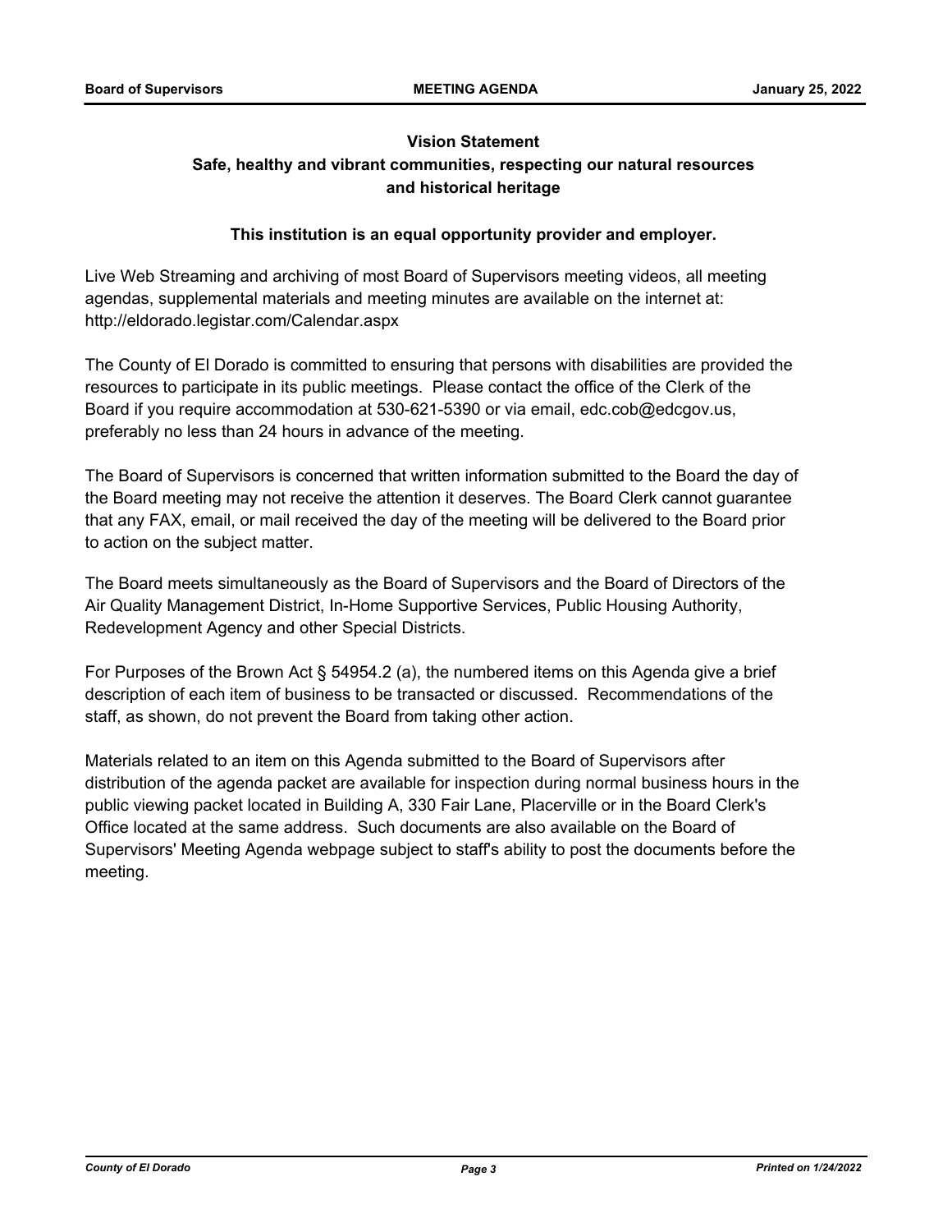**Vision Statement**

**Safe, healthy and vibrant communities, respecting our natural resources and historical heritage**

**This institution is an equal opportunity provider and employer.**

Live Web Streaming and archiving of most Board of Supervisors meeting videos, all meeting agendas, supplemental materials and meeting minutes are available on the internet at: http://eldorado.legistar.com/Calendar.aspx

The County of El Dorado is committed to ensuring that persons with disabilities are provided the resources to participate in its public meetings. Please contact the office of the Clerk of the Board if you require accommodation at 530-621-5390 or via email, edc.cob@edcgov.us, preferably no less than 24 hours in advance of the meeting.

The Board of Supervisors is concerned that written information submitted to the Board the day of the Board meeting may not receive the attention it deserves. The Board Clerk cannot guarantee that any FAX, email, or mail received the day of the meeting will be delivered to the Board prior to action on the subject matter.

The Board meets simultaneously as the Board of Supervisors and the Board of Directors of the Air Quality Management District, In-Home Supportive Services, Public Housing Authority, Redevelopment Agency and other Special Districts.

For Purposes of the Brown Act § 54954.2 (a), the numbered items on this Agenda give a brief description of each item of business to be transacted or discussed. Recommendations of the staff, as shown, do not prevent the Board from taking other action.

Materials related to an item on this Agenda submitted to the Board of Supervisors after distribution of the agenda packet are available for inspection during normal business hours in the public viewing packet located in Building A, 330 Fair Lane, Placerville or in the Board Clerk's Office located at the same address. Such documents are also available on the Board of Supervisors' Meeting Agenda webpage subject to staff's ability to post the documents before the meeting.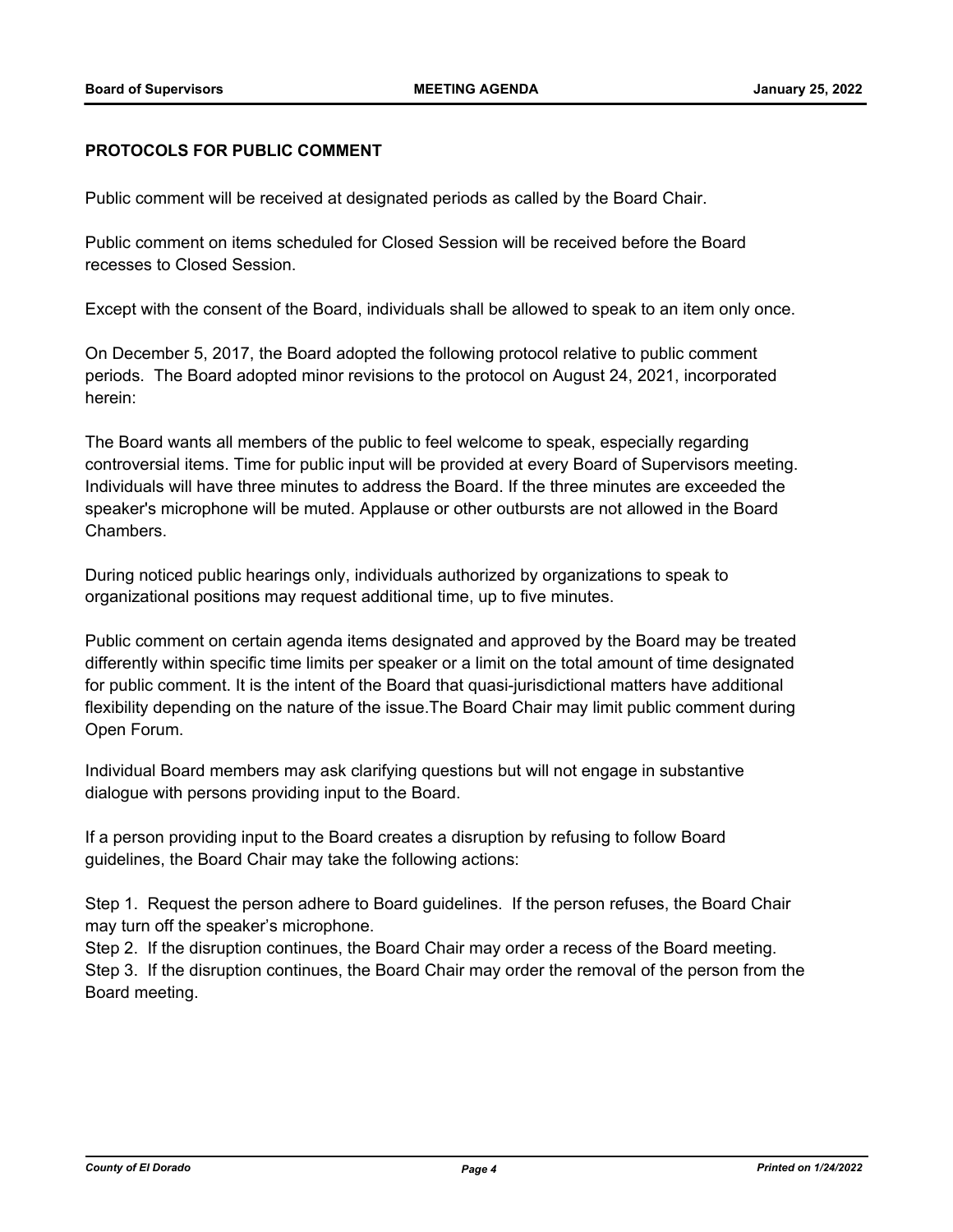**PROTOCOLS FOR PUBLIC COMMENT**

Public comment will be received at designated periods as called by the Board Chair.

Public comment on items scheduled for Closed Session will be received before the Board recesses to Closed Session.

Except with the consent of the Board, individuals shall be allowed to speak to an item only once.

On December 5, 2017, the Board adopted the following protocol relative to public comment periods. The Board adopted minor revisions to the protocol on August 24, 2021, incorporated herein:

The Board wants all members of the public to feel welcome to speak, especially regarding controversial items. Time for public input will be provided at every Board of Supervisors meeting. Individuals will have three minutes to address the Board. If the three minutes are exceeded the speaker's microphone will be muted. Applause or other outbursts are not allowed in the Board Chambers.

During noticed public hearings only, individuals authorized by organizations to speak to organizational positions may request additional time, up to five minutes.

Public comment on certain agenda items designated and approved by the Board may be treated differently within specific time limits per speaker or a limit on the total amount of time designated for public comment. It is the intent of the Board that quasi-jurisdictional matters have additional flexibility depending on the nature of the issue.The Board Chair may limit public comment during Open Forum.

Individual Board members may ask clarifying questions but will not engage in substantive dialogue with persons providing input to the Board.

If a person providing input to the Board creates a disruption by refusing to follow Board guidelines, the Board Chair may take the following actions:

Step 1. Request the person adhere to Board guidelines. If the person refuses, the Board Chair may turn off the speaker's microphone.
Step 2. If the disruption continues, the Board Chair may order a recess of the Board meeting.
Step 3. If the disruption continues, the Board Chair may order the removal of the person from the Board meeting.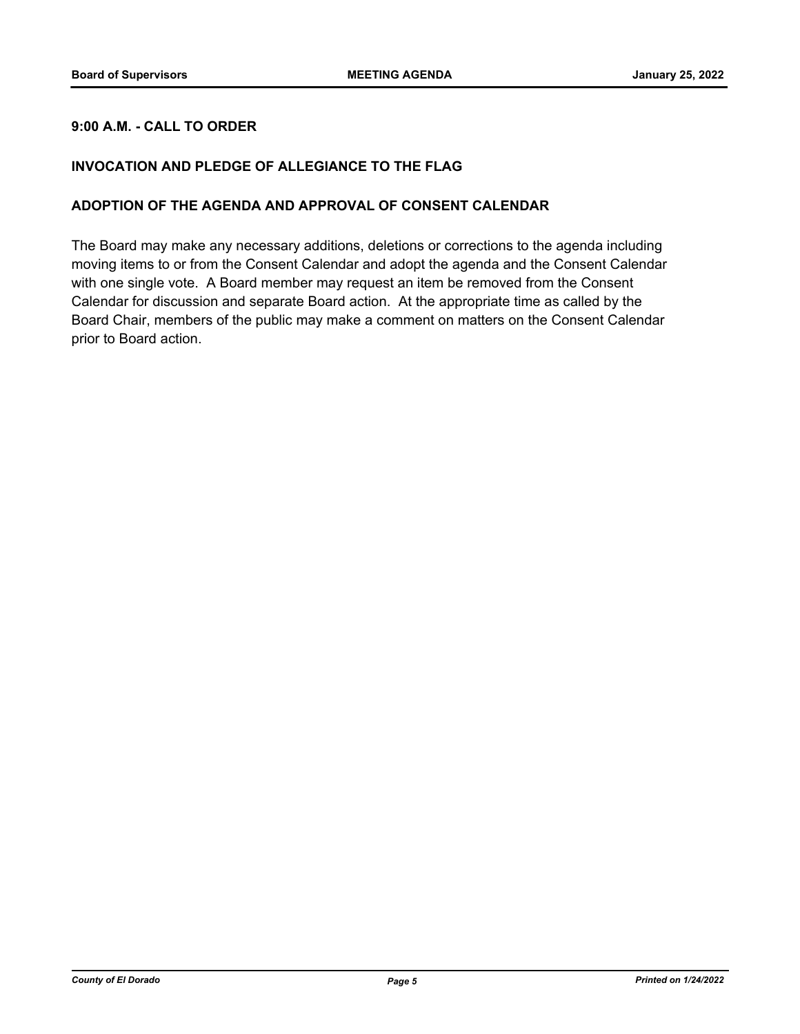## 9:00 A.M. - CALL TO ORDER

## INVOCATION AND PLEDGE OF ALLEGIANCE TO THE FLAG

## ADOPTION OF THE AGENDA AND APPROVAL OF CONSENT CALENDAR

The Board may make any necessary additions, deletions or corrections to the agenda including moving items to or from the Consent Calendar and adopt the agenda and the Consent Calendar with one single vote. A Board member may request an item be removed from the Consent Calendar for discussion and separate Board action. At the appropriate time as called by the Board Chair, members of the public may make a comment on matters on the Consent Calendar prior to Board action.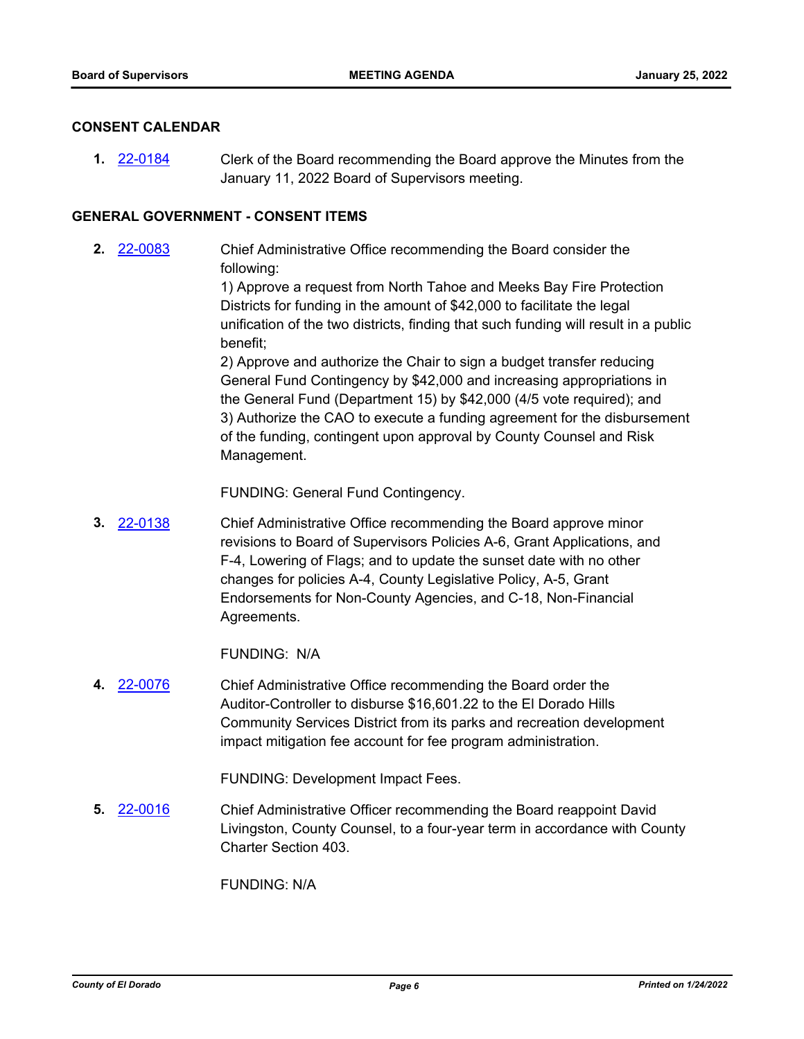## CONSENT CALENDAR

**1.** [22-0184] Clerk of the Board recommending the Board approve the Minutes from the January 11, 2022 Board of Supervisors meeting.

## GENERAL GOVERNMENT - CONSENT ITEMS

**2.** [22-0083] Chief Administrative Office recommending the Board consider the following:
1) Approve a request from North Tahoe and Meeks Bay Fire Protection Districts for funding in the amount of $42,000 to facilitate the legal unification of the two districts, finding that such funding will result in a public benefit;
2) Approve and authorize the Chair to sign a budget transfer reducing General Fund Contingency by $42,000 and increasing appropriations in the General Fund (Department 15) by $42,000 (4/5 vote required); and
3) Authorize the CAO to execute a funding agreement for the disbursement of the funding, contingent upon approval by County Counsel and Risk Management.

FUNDING: General Fund Contingency.

**3.** [22-0138] Chief Administrative Office recommending the Board approve minor revisions to Board of Supervisors Policies A-6, Grant Applications, and F-4, Lowering of Flags; and to update the sunset date with no other changes for policies A-4, County Legislative Policy, A-5, Grant Endorsements for Non-County Agencies, and C-18, Non-Financial Agreements.

FUNDING: N/A

**4.** [22-0076] Chief Administrative Office recommending the Board order the Auditor-Controller to disburse $16,601.22 to the El Dorado Hills Community Services District from its parks and recreation development impact mitigation fee account for fee program administration.

FUNDING: Development Impact Fees.

**5.** [22-0016] Chief Administrative Officer recommending the Board reappoint David Livingston, County Counsel, to a four-year term in accordance with County Charter Section 403.

FUNDING: N/A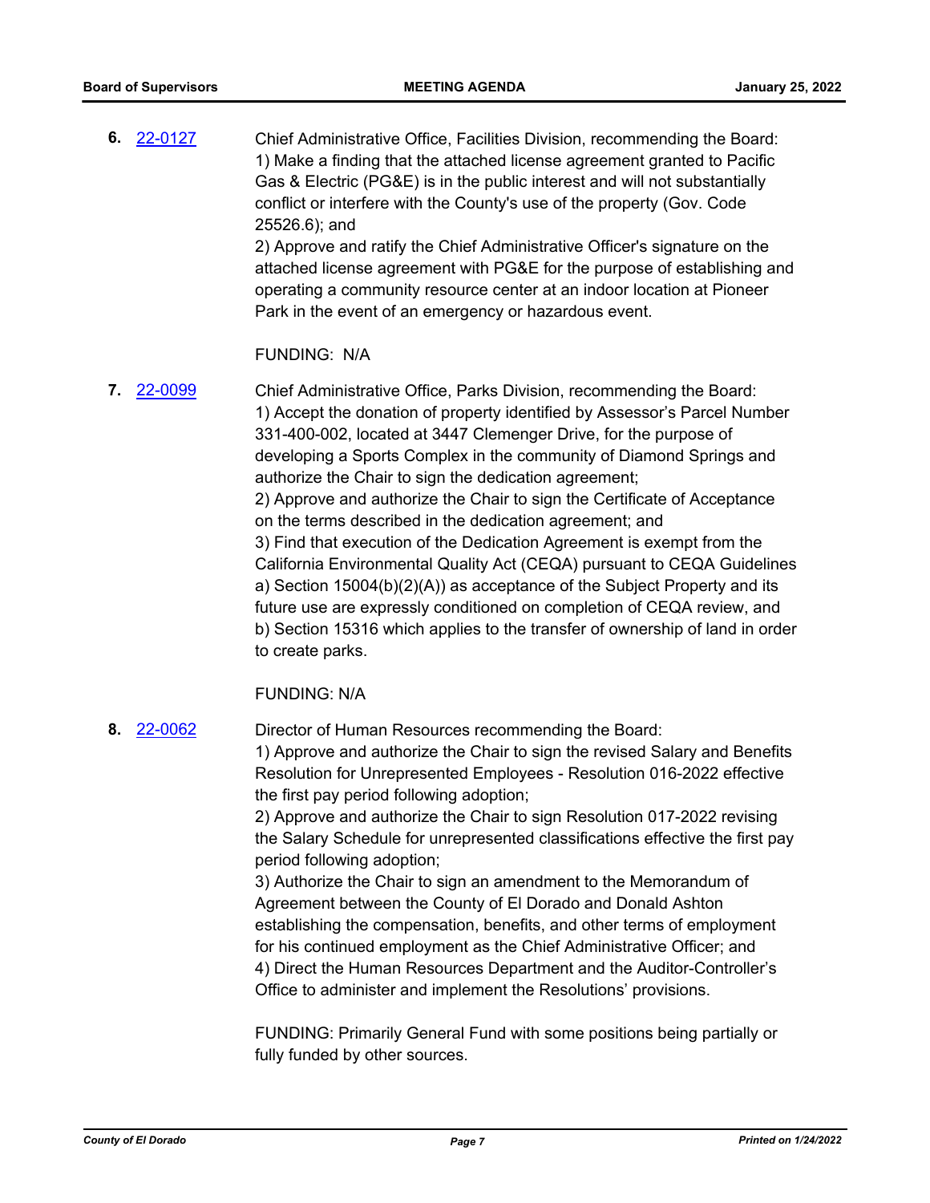**6.** [22-0127]

Chief Administrative Office, Facilities Division, recommending the Board:
1) Make a finding that the attached license agreement granted to Pacific Gas & Electric (PG&E) is in the public interest and will not substantially conflict or interfere with the County's use of the property (Gov. Code 25526.6); and
2) Approve and ratify the Chief Administrative Officer's signature on the attached license agreement with PG&E for the purpose of establishing and operating a community resource center at an indoor location at Pioneer Park in the event of an emergency or hazardous event.

FUNDING: N/A

**7.** [22-0099]

Chief Administrative Office, Parks Division, recommending the Board:
1) Accept the donation of property identified by Assessor's Parcel Number 331-400-002, located at 3447 Clemenger Drive, for the purpose of developing a Sports Complex in the community of Diamond Springs and authorize the Chair to sign the dedication agreement;
2) Approve and authorize the Chair to sign the Certificate of Acceptance on the terms described in the dedication agreement; and
3) Find that execution of the Dedication Agreement is exempt from the California Environmental Quality Act (CEQA) pursuant to CEQA Guidelines a) Section 15004(b)(2)(A)) as acceptance of the Subject Property and its future use are expressly conditioned on completion of CEQA review, and b) Section 15316 which applies to the transfer of ownership of land in order to create parks.

FUNDING: N/A

**8.** [22-0062]

Director of Human Resources recommending the Board:
1) Approve and authorize the Chair to sign the revised Salary and Benefits Resolution for Unrepresented Employees - Resolution 016-2022 effective the first pay period following adoption;
2) Approve and authorize the Chair to sign Resolution 017-2022 revising the Salary Schedule for unrepresented classifications effective the first pay period following adoption;
3) Authorize the Chair to sign an amendment to the Memorandum of Agreement between the County of El Dorado and Donald Ashton establishing the compensation, benefits, and other terms of employment for his continued employment as the Chief Administrative Officer; and
4) Direct the Human Resources Department and the Auditor-Controller's Office to administer and implement the Resolutions' provisions.

FUNDING: Primarily General Fund with some positions being partially or fully funded by other sources.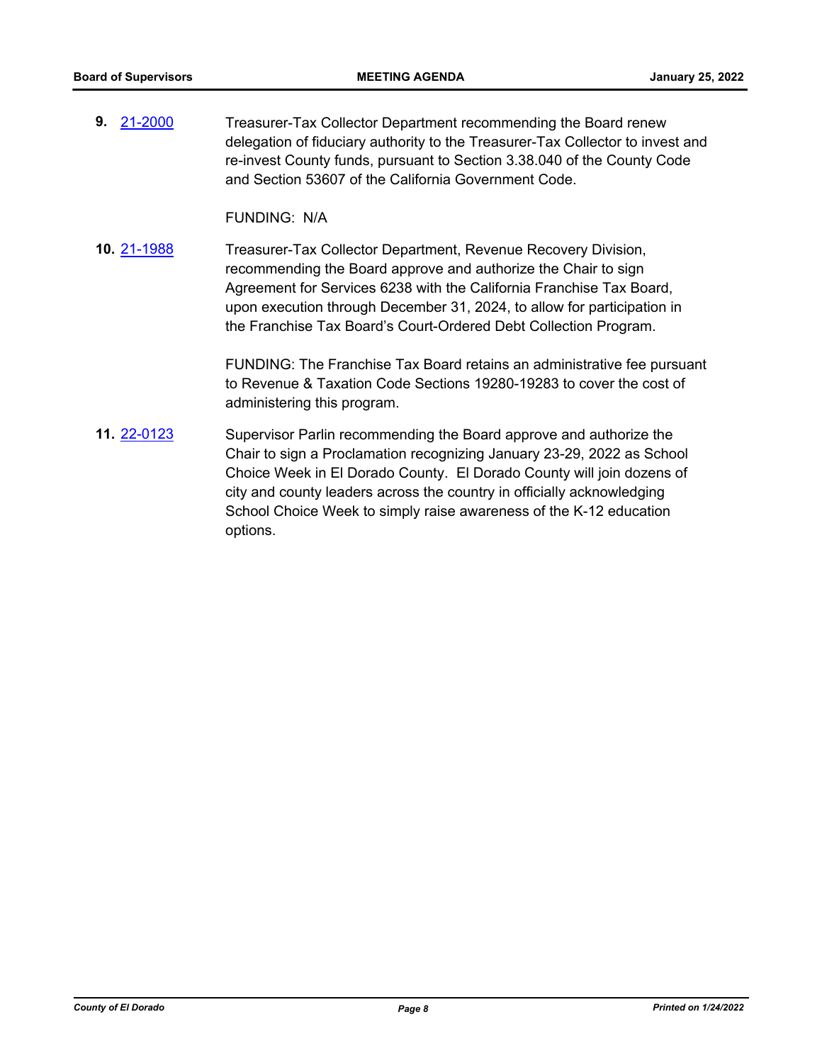**9.** 21-2000 Treasurer-Tax Collector Department recommending the Board renew delegation of fiduciary authority to the Treasurer-Tax Collector to invest and re-invest County funds, pursuant to Section 3.38.040 of the County Code and Section 53607 of the California Government Code.

FUNDING: N/A

**10.** 21-1988 Treasurer-Tax Collector Department, Revenue Recovery Division, recommending the Board approve and authorize the Chair to sign Agreement for Services 6238 with the California Franchise Tax Board, upon execution through December 31, 2024, to allow for participation in the Franchise Tax Board's Court-Ordered Debt Collection Program.

FUNDING: The Franchise Tax Board retains an administrative fee pursuant to Revenue & Taxation Code Sections 19280-19283 to cover the cost of administering this program.

**11.** 22-0123 Supervisor Parlin recommending the Board approve and authorize the Chair to sign a Proclamation recognizing January 23-29, 2022 as School Choice Week in El Dorado County. El Dorado County will join dozens of city and county leaders across the country in officially acknowledging School Choice Week to simply raise awareness of the K-12 education options.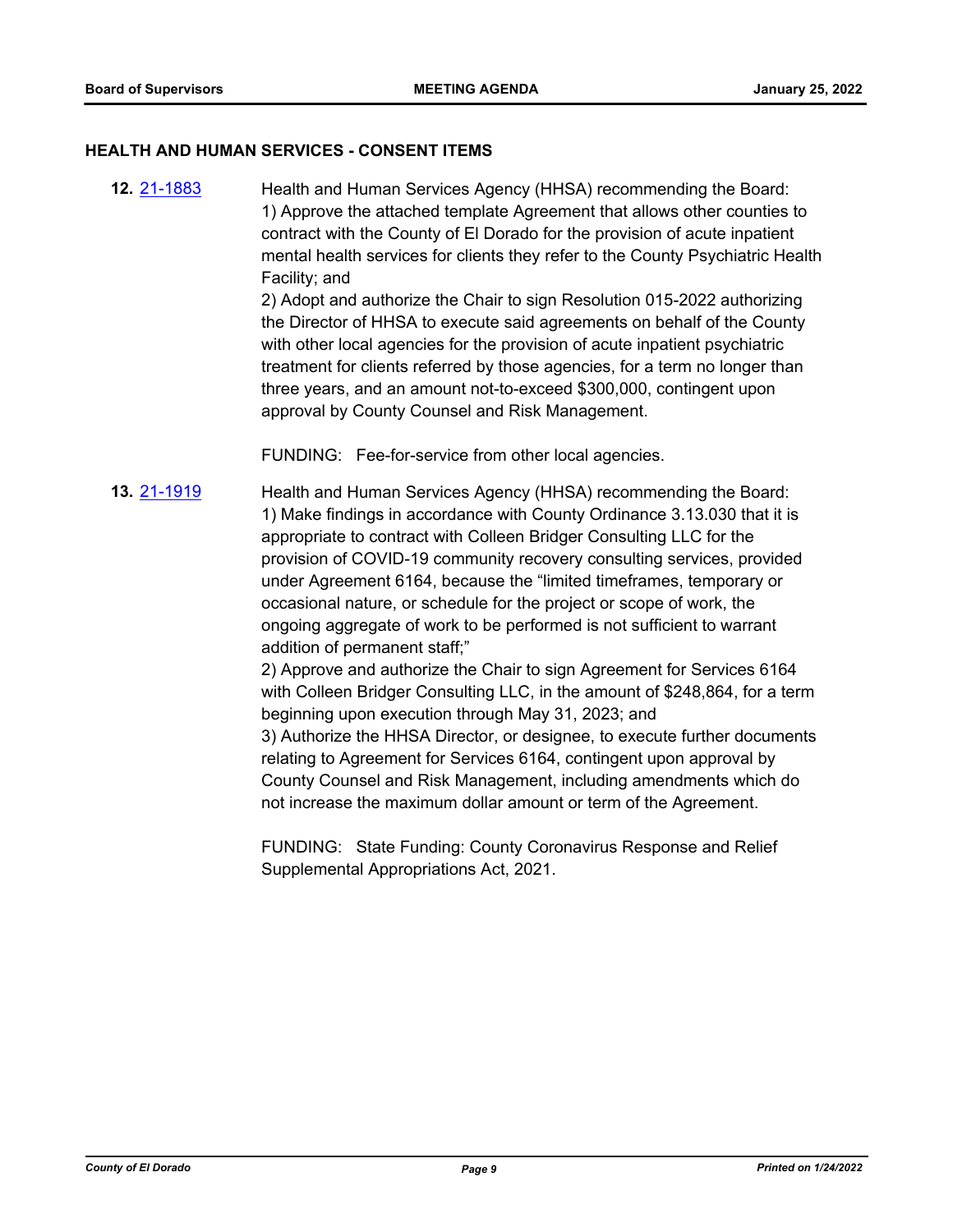## HEALTH AND HUMAN SERVICES - CONSENT ITEMS

**12.** 21-1883

Health and Human Services Agency (HHSA) recommending the Board:
1) Approve the attached template Agreement that allows other counties to contract with the County of El Dorado for the provision of acute inpatient mental health services for clients they refer to the County Psychiatric Health Facility; and
2) Adopt and authorize the Chair to sign Resolution 015-2022 authorizing the Director of HHSA to execute said agreements on behalf of the County with other local agencies for the provision of acute inpatient psychiatric treatment for clients referred by those agencies, for a term no longer than three years, and an amount not-to-exceed $300,000, contingent upon approval by County Counsel and Risk Management.

FUNDING: Fee-for-service from other local agencies.

**13.** 21-1919

Health and Human Services Agency (HHSA) recommending the Board:
1) Make findings in accordance with County Ordinance 3.13.030 that it is appropriate to contract with Colleen Bridger Consulting LLC for the provision of COVID-19 community recovery consulting services, provided under Agreement 6164, because the "limited timeframes, temporary or occasional nature, or schedule for the project or scope of work, the ongoing aggregate of work to be performed is not sufficient to warrant addition of permanent staff;"
2) Approve and authorize the Chair to sign Agreement for Services 6164 with Colleen Bridger Consulting LLC, in the amount of $248,864, for a term beginning upon execution through May 31, 2023; and
3) Authorize the HHSA Director, or designee, to execute further documents relating to Agreement for Services 6164, contingent upon approval by County Counsel and Risk Management, including amendments which do not increase the maximum dollar amount or term of the Agreement.

FUNDING: State Funding: County Coronavirus Response and Relief Supplemental Appropriations Act, 2021.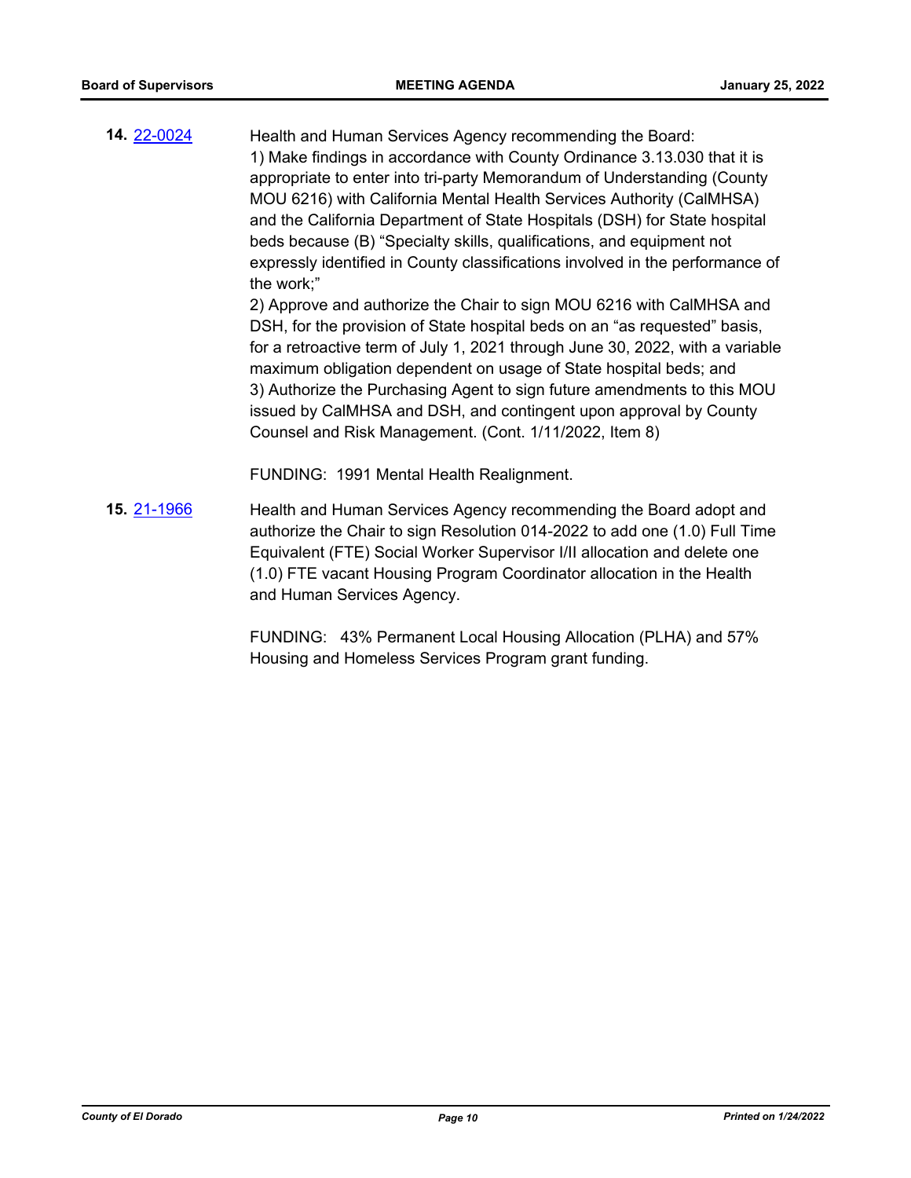**14.** 22-0024

Health and Human Services Agency recommending the Board:
1) Make findings in accordance with County Ordinance 3.13.030 that it is appropriate to enter into tri-party Memorandum of Understanding (County MOU 6216) with California Mental Health Services Authority (CalMHSA) and the California Department of State Hospitals (DSH) for State hospital beds because (B) "Specialty skills, qualifications, and equipment not expressly identified in County classifications involved in the performance of the work;"
2) Approve and authorize the Chair to sign MOU 6216 with CalMHSA and DSH, for the provision of State hospital beds on an "as requested" basis, for a retroactive term of July 1, 2021 through June 30, 2022, with a variable maximum obligation dependent on usage of State hospital beds; and
3) Authorize the Purchasing Agent to sign future amendments to this MOU issued by CalMHSA and DSH, and contingent upon approval by County Counsel and Risk Management. (Cont. 1/11/2022, Item 8)

FUNDING: 1991 Mental Health Realignment.

**15.** 21-1966

Health and Human Services Agency recommending the Board adopt and authorize the Chair to sign Resolution 014-2022 to add one (1.0) Full Time Equivalent (FTE) Social Worker Supervisor I/II allocation and delete one (1.0) FTE vacant Housing Program Coordinator allocation in the Health and Human Services Agency.

FUNDING: 43% Permanent Local Housing Allocation (PLHA) and 57% Housing and Homeless Services Program grant funding.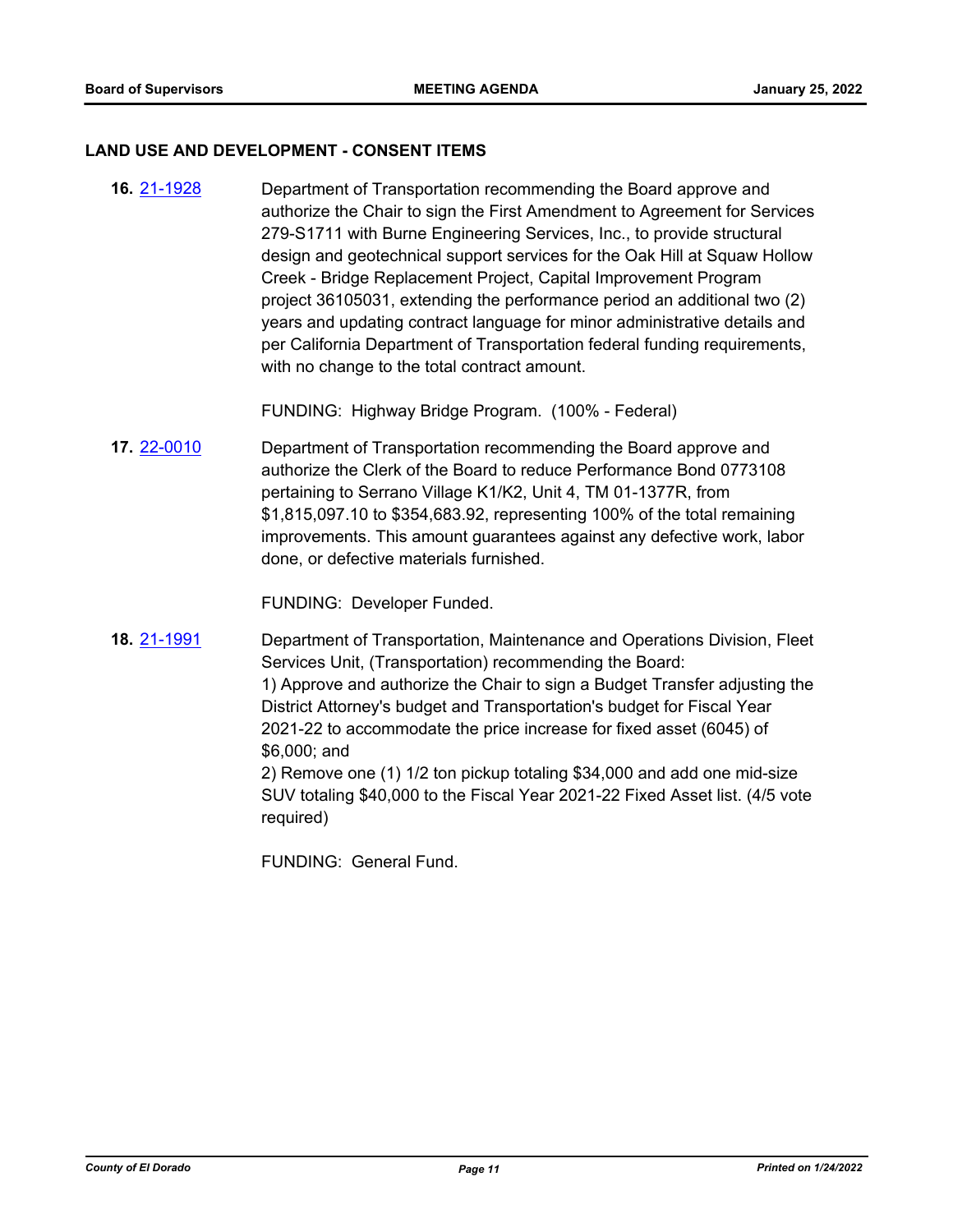## LAND USE AND DEVELOPMENT - CONSENT ITEMS

**16.** [21-1928](21-1928) Department of Transportation recommending the Board approve and authorize the Chair to sign the First Amendment to Agreement for Services 279-S1711 with Burne Engineering Services, Inc., to provide structural design and geotechnical support services for the Oak Hill at Squaw Hollow Creek - Bridge Replacement Project, Capital Improvement Program project 36105031, extending the performance period an additional two (2) years and updating contract language for minor administrative details and per California Department of Transportation federal funding requirements, with no change to the total contract amount.

FUNDING: Highway Bridge Program. (100% - Federal)

**17.** [22-0010](22-0010) Department of Transportation recommending the Board approve and authorize the Clerk of the Board to reduce Performance Bond 0773108 pertaining to Serrano Village K1/K2, Unit 4, TM 01-1377R, from $1,815,097.10 to $354,683.92, representing 100% of the total remaining improvements. This amount guarantees against any defective work, labor done, or defective materials furnished.

FUNDING: Developer Funded.

**18.** [21-1991](21-1991) Department of Transportation, Maintenance and Operations Division, Fleet Services Unit, (Transportation) recommending the Board:
1) Approve and authorize the Chair to sign a Budget Transfer adjusting the District Attorney's budget and Transportation's budget for Fiscal Year 2021-22 to accommodate the price increase for fixed asset (6045) of $6,000; and
2) Remove one (1) 1/2 ton pickup totaling $34,000 and add one mid-size SUV totaling $40,000 to the Fiscal Year 2021-22 Fixed Asset list. (4/5 vote required)

FUNDING: General Fund.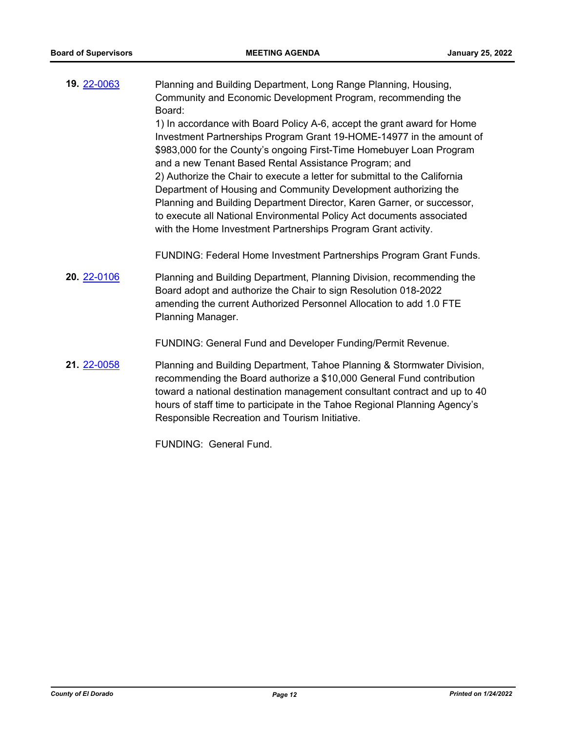**19.** 22-0063

Planning and Building Department, Long Range Planning, Housing, Community and Economic Development Program, recommending the Board:

1) In accordance with Board Policy A-6, accept the grant award for Home Investment Partnerships Program Grant 19-HOME-14977 in the amount of $983,000 for the County's ongoing First-Time Homebuyer Loan Program and a new Tenant Based Rental Assistance Program; and

2) Authorize the Chair to execute a letter for submittal to the California Department of Housing and Community Development authorizing the Planning and Building Department Director, Karen Garner, or successor, to execute all National Environmental Policy Act documents associated with the Home Investment Partnerships Program Grant activity.

FUNDING: Federal Home Investment Partnerships Program Grant Funds.

**20.** 22-0106

Planning and Building Department, Planning Division, recommending the Board adopt and authorize the Chair to sign Resolution 018-2022 amending the current Authorized Personnel Allocation to add 1.0 FTE Planning Manager.

FUNDING: General Fund and Developer Funding/Permit Revenue.

**21.** 22-0058

Planning and Building Department, Tahoe Planning & Stormwater Division, recommending the Board authorize a $10,000 General Fund contribution toward a national destination management consultant contract and up to 40 hours of staff time to participate in the Tahoe Regional Planning Agency's Responsible Recreation and Tourism Initiative.

FUNDING: General Fund.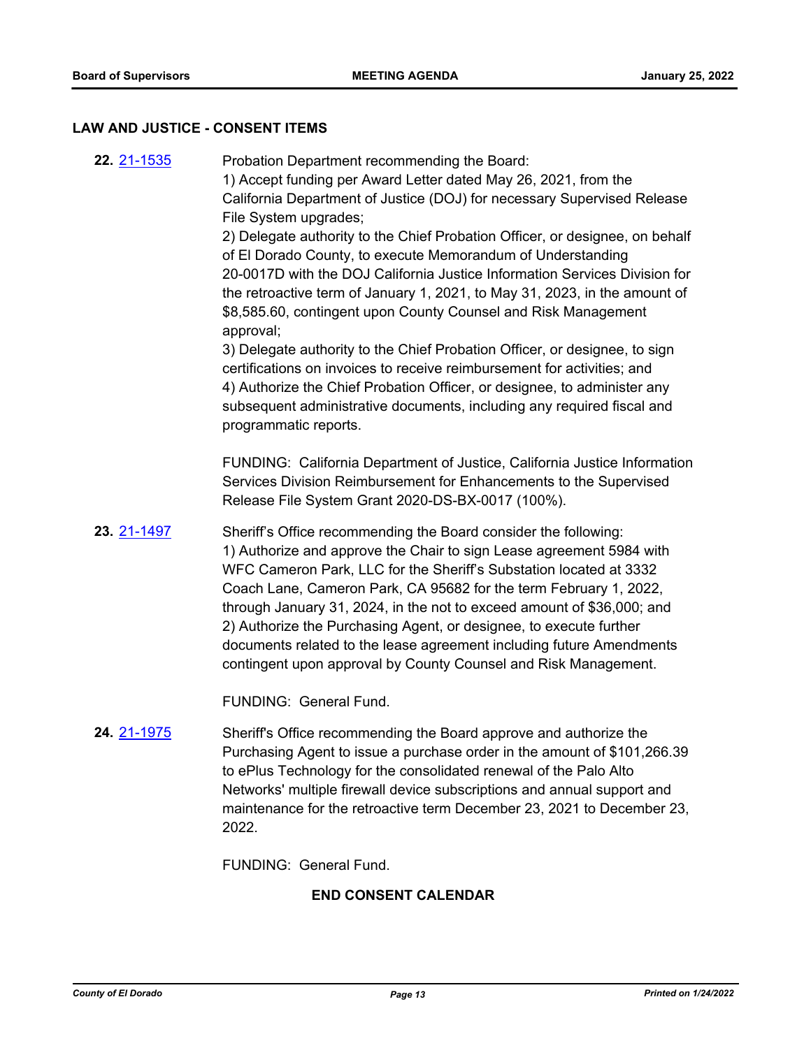## LAW AND JUSTICE - CONSENT ITEMS

**22.** [21-1535](21-1535)

Probation Department recommending the Board:
1) Accept funding per Award Letter dated May 26, 2021, from the California Department of Justice (DOJ) for necessary Supervised Release File System upgrades;
2) Delegate authority to the Chief Probation Officer, or designee, on behalf of El Dorado County, to execute Memorandum of Understanding 20-0017D with the DOJ California Justice Information Services Division for the retroactive term of January 1, 2021, to May 31, 2023, in the amount of $8,585.60, contingent upon County Counsel and Risk Management approval;
3) Delegate authority to the Chief Probation Officer, or designee, to sign certifications on invoices to receive reimbursement for activities; and
4) Authorize the Chief Probation Officer, or designee, to administer any subsequent administrative documents, including any required fiscal and programmatic reports.

FUNDING: California Department of Justice, California Justice Information Services Division Reimbursement for Enhancements to the Supervised Release File System Grant 2020-DS-BX-0017 (100%).

**23.** [21-1497](21-1497)

Sheriff's Office recommending the Board consider the following:
1) Authorize and approve the Chair to sign Lease agreement 5984 with WFC Cameron Park, LLC for the Sheriff's Substation located at 3332 Coach Lane, Cameron Park, CA 95682 for the term February 1, 2022, through January 31, 2024, in the not to exceed amount of $36,000; and
2) Authorize the Purchasing Agent, or designee, to execute further documents related to the lease agreement including future Amendments contingent upon approval by County Counsel and Risk Management.

FUNDING: General Fund.

**24.** [21-1975](21-1975)

Sheriff's Office recommending the Board approve and authorize the Purchasing Agent to issue a purchase order in the amount of $101,266.39 to ePlus Technology for the consolidated renewal of the Palo Alto Networks' multiple firewall device subscriptions and annual support and maintenance for the retroactive term December 23, 2021 to December 23, 2022.

FUNDING: General Fund.

**END CONSENT CALENDAR**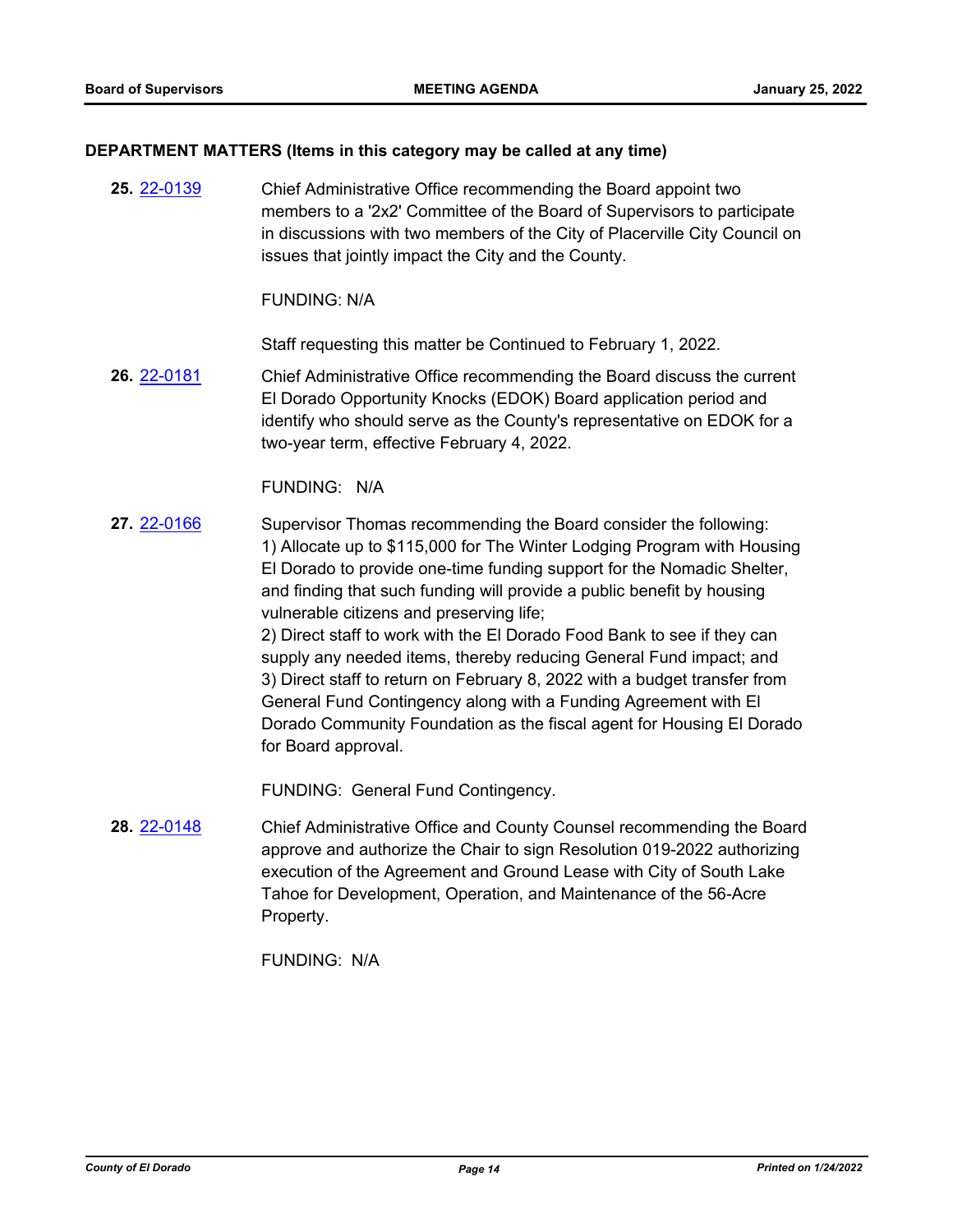### DEPARTMENT MATTERS (Items in this category may be called at any time)

**25.** 22-0139

Chief Administrative Office recommending the Board appoint two members to a '2x2' Committee of the Board of Supervisors to participate in discussions with two members of the City of Placerville City Council on issues that jointly impact the City and the County.

FUNDING: N/A

Staff requesting this matter be Continued to February 1, 2022.

**26.** 22-0181

Chief Administrative Office recommending the Board discuss the current El Dorado Opportunity Knocks (EDOK) Board application period and identify who should serve as the County's representative on EDOK for a two-year term, effective February 4, 2022.

FUNDING: N/A

**27.** 22-0166

Supervisor Thomas recommending the Board consider the following:
1) Allocate up to $115,000 for The Winter Lodging Program with Housing El Dorado to provide one-time funding support for the Nomadic Shelter, and finding that such funding will provide a public benefit by housing vulnerable citizens and preserving life;
2) Direct staff to work with the El Dorado Food Bank to see if they can supply any needed items, thereby reducing General Fund impact; and
3) Direct staff to return on February 8, 2022 with a budget transfer from General Fund Contingency along with a Funding Agreement with El Dorado Community Foundation as the fiscal agent for Housing El Dorado for Board approval.

FUNDING: General Fund Contingency.

**28.** 22-0148

Chief Administrative Office and County Counsel recommending the Board approve and authorize the Chair to sign Resolution 019-2022 authorizing execution of the Agreement and Ground Lease with City of South Lake Tahoe for Development, Operation, and Maintenance of the 56-Acre Property.

FUNDING: N/A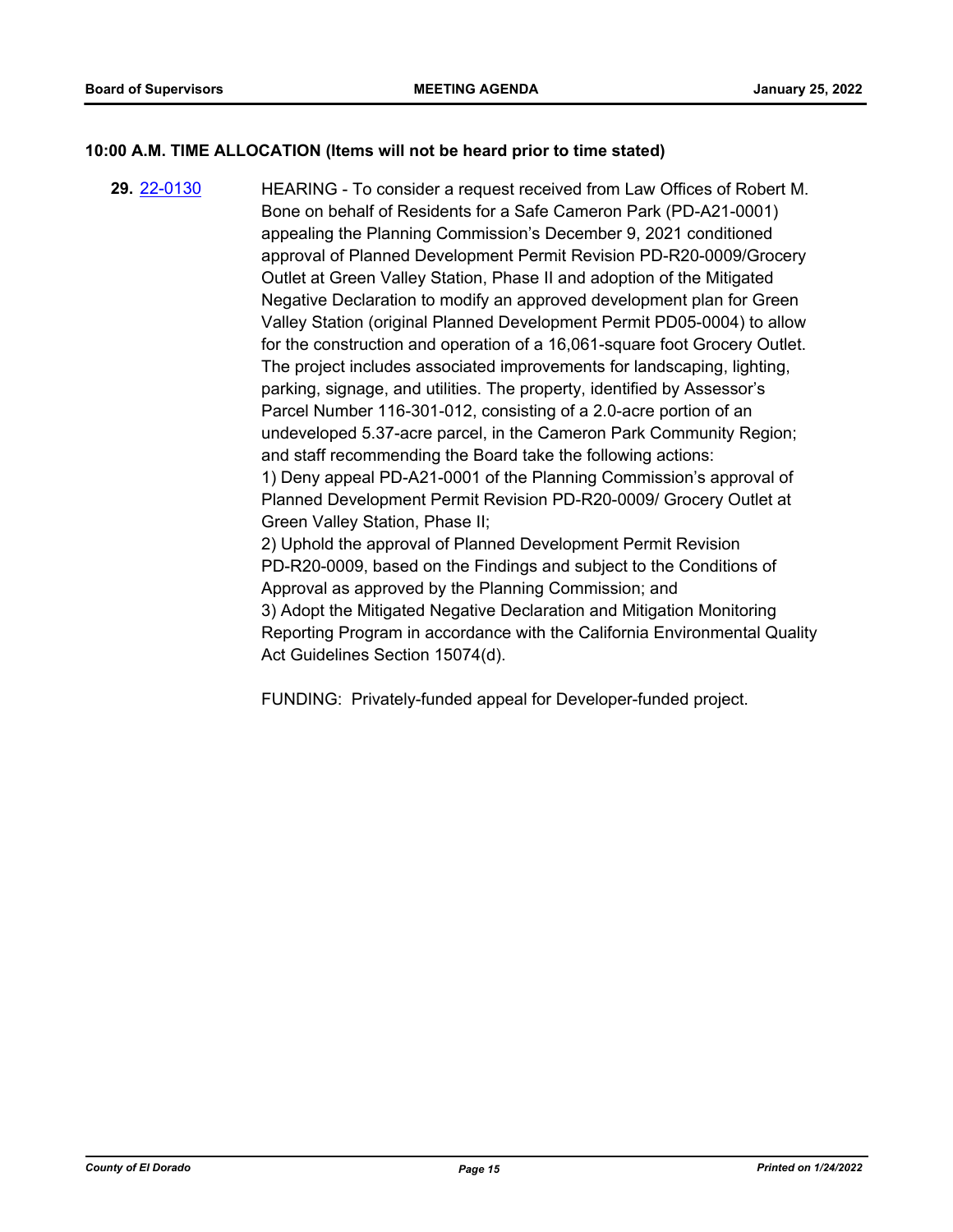## 10:00 A.M. TIME ALLOCATION (Items will not be heard prior to time stated)

**29.** 22-0130

HEARING - To consider a request received from Law Offices of Robert M. Bone on behalf of Residents for a Safe Cameron Park (PD-A21-0001) appealing the Planning Commission's December 9, 2021 conditioned approval of Planned Development Permit Revision PD-R20-0009/Grocery Outlet at Green Valley Station, Phase II and adoption of the Mitigated Negative Declaration to modify an approved development plan for Green Valley Station (original Planned Development Permit PD05-0004) to allow for the construction and operation of a 16,061-square foot Grocery Outlet. The project includes associated improvements for landscaping, lighting, parking, signage, and utilities. The property, identified by Assessor's Parcel Number 116-301-012, consisting of a 2.0-acre portion of an undeveloped 5.37-acre parcel, in the Cameron Park Community Region; and staff recommending the Board take the following actions:

1) Deny appeal PD-A21-0001 of the Planning Commission's approval of Planned Development Permit Revision PD-R20-0009/ Grocery Outlet at Green Valley Station, Phase II;

2) Uphold the approval of Planned Development Permit Revision PD-R20-0009, based on the Findings and subject to the Conditions of Approval as approved by the Planning Commission; and

3) Adopt the Mitigated Negative Declaration and Mitigation Monitoring Reporting Program in accordance with the California Environmental Quality Act Guidelines Section 15074(d).

FUNDING: Privately-funded appeal for Developer-funded project.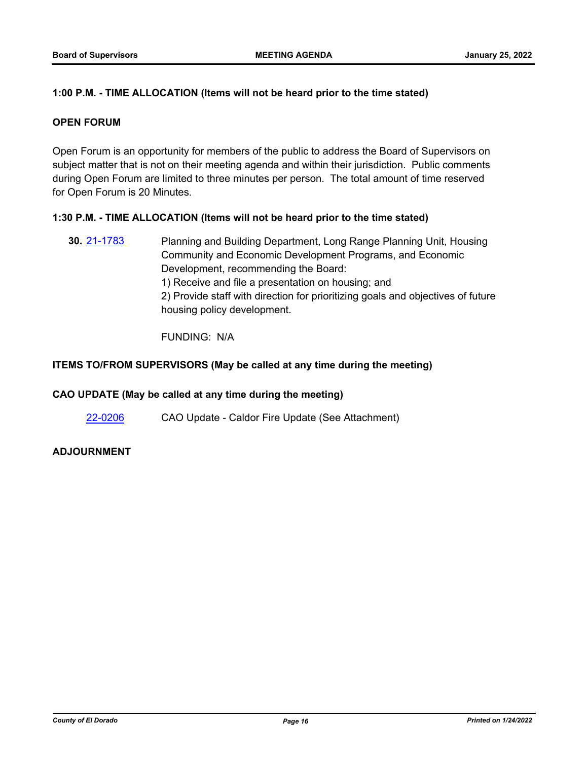**1:00 P.M. - TIME ALLOCATION (Items will not be heard prior to the time stated)**

**OPEN FORUM**

Open Forum is an opportunity for members of the public to address the Board of Supervisors on subject matter that is not on their meeting agenda and within their jurisdiction. Public comments during Open Forum are limited to three minutes per person. The total amount of time reserved for Open Forum is 20 Minutes.

**1:30 P.M. - TIME ALLOCATION (Items will not be heard prior to the time stated)**

**30.** 21-1783 Planning and Building Department, Long Range Planning Unit, Housing Community and Economic Development Programs, and Economic Development, recommending the Board:
1) Receive and file a presentation on housing; and
2) Provide staff with direction for prioritizing goals and objectives of future housing policy development.

FUNDING: N/A

**ITEMS TO/FROM SUPERVISORS (May be called at any time during the meeting)**

**CAO UPDATE (May be called at any time during the meeting)**

22-0206 CAO Update - Caldor Fire Update (See Attachment)

**ADJOURNMENT**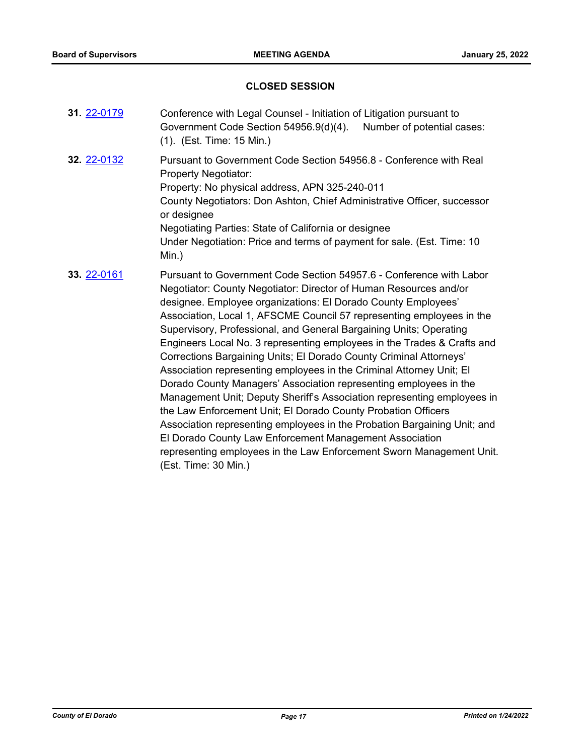## CLOSED SESSION

**31.** 22-0179 Conference with Legal Counsel - Initiation of Litigation pursuant to Government Code Section 54956.9(d)(4). Number of potential cases: (1). (Est. Time: 15 Min.)

**32.** 22-0132 Pursuant to Government Code Section 54956.8 - Conference with Real Property Negotiator:
Property: No physical address, APN 325-240-011
County Negotiators: Don Ashton, Chief Administrative Officer, successor or designee
Negotiating Parties: State of California or designee
Under Negotiation: Price and terms of payment for sale. (Est. Time: 10 Min.)

**33.** 22-0161 Pursuant to Government Code Section 54957.6 - Conference with Labor Negotiator: County Negotiator: Director of Human Resources and/or designee. Employee organizations: El Dorado County Employees' Association, Local 1, AFSCME Council 57 representing employees in the Supervisory, Professional, and General Bargaining Units; Operating Engineers Local No. 3 representing employees in the Trades & Crafts and Corrections Bargaining Units; El Dorado County Criminal Attorneys' Association representing employees in the Criminal Attorney Unit; El Dorado County Managers' Association representing employees in the Management Unit; Deputy Sheriff's Association representing employees in the Law Enforcement Unit; El Dorado County Probation Officers Association representing employees in the Probation Bargaining Unit; and El Dorado County Law Enforcement Management Association representing employees in the Law Enforcement Sworn Management Unit. (Est. Time: 30 Min.)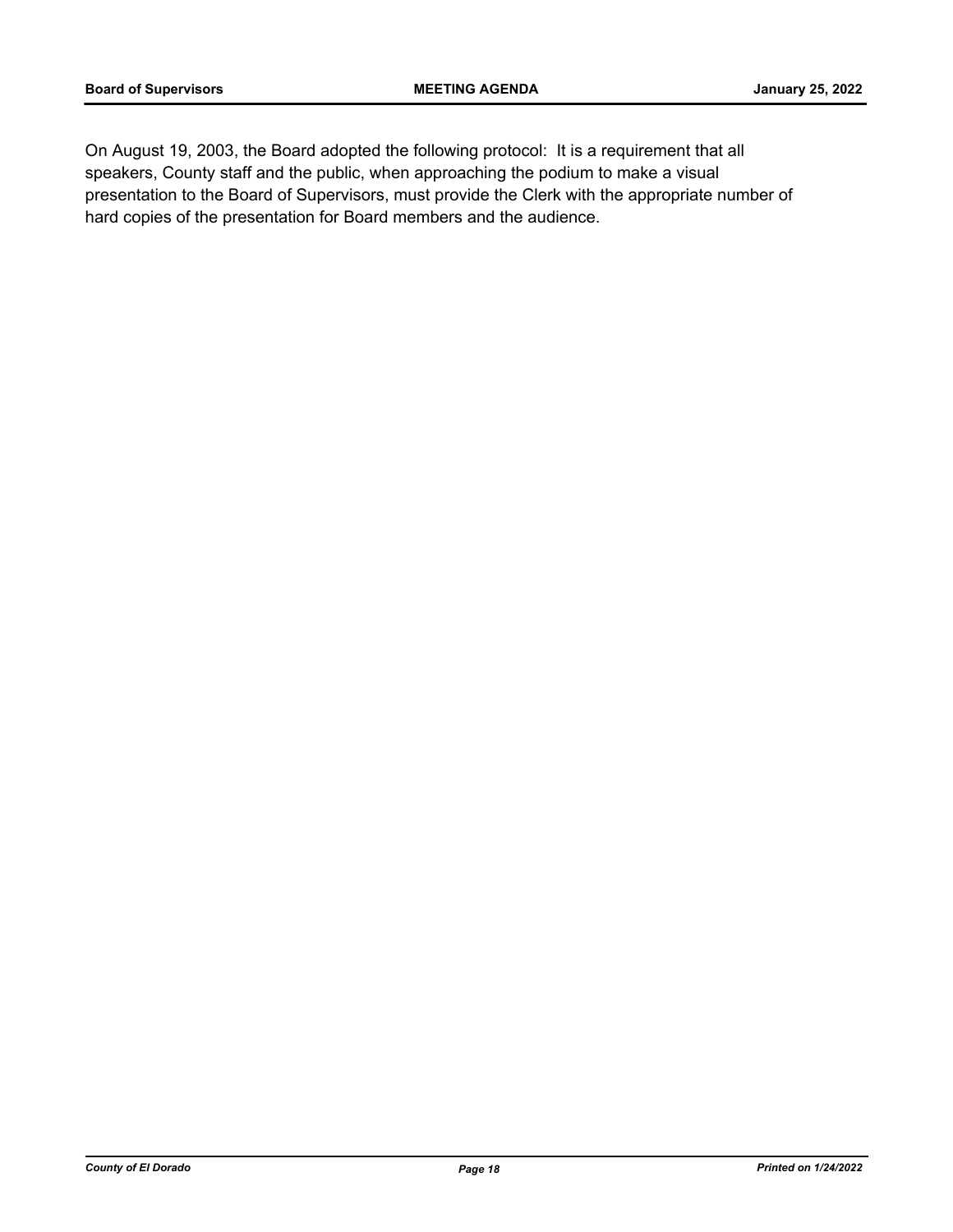On August 19, 2003, the Board adopted the following protocol: It is a requirement that all speakers, County staff and the public, when approaching the podium to make a visual presentation to the Board of Supervisors, must provide the Clerk with the appropriate number of hard copies of the presentation for Board members and the audience.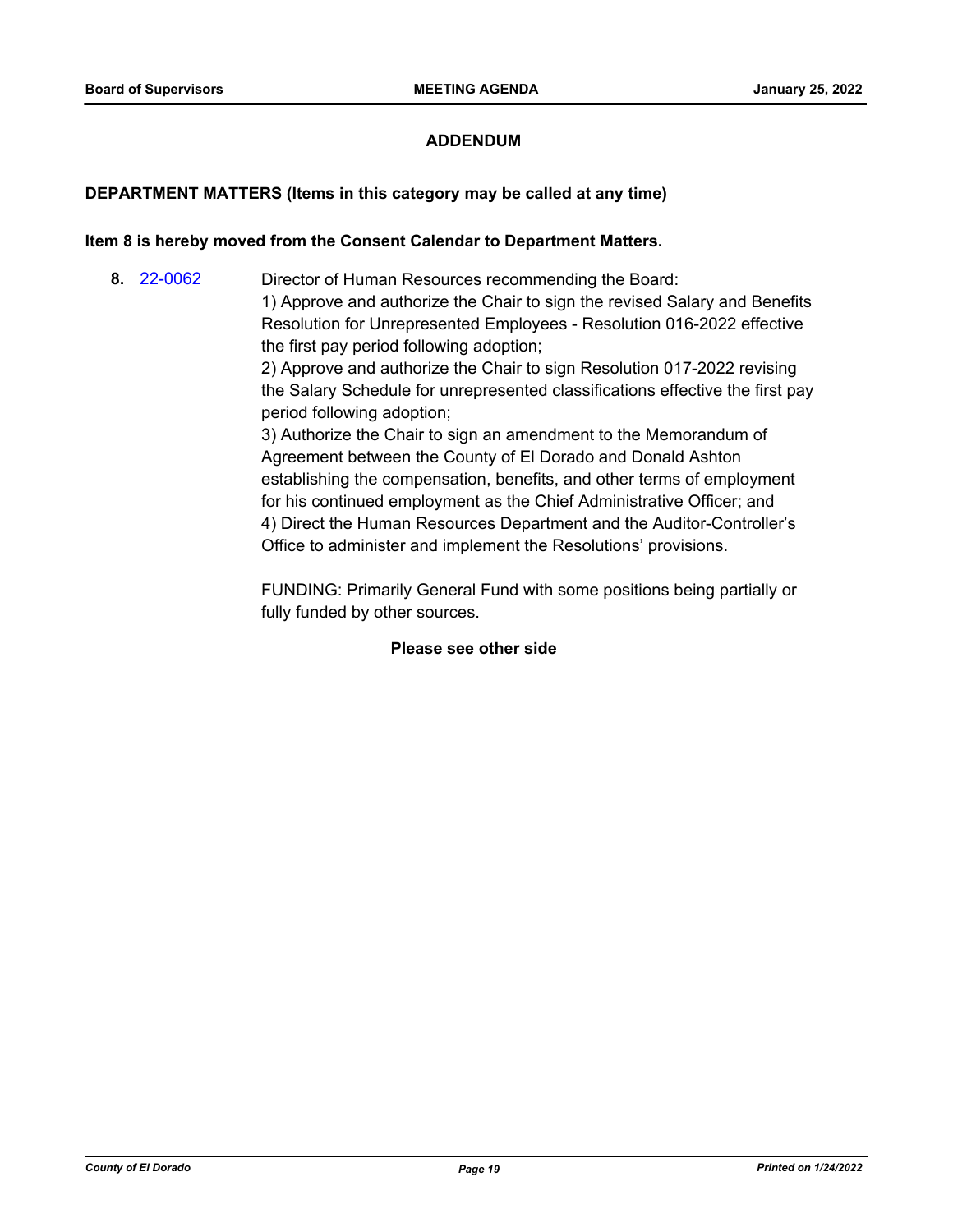## ADDENDUM

### DEPARTMENT MATTERS (Items in this category may be called at any time)

**Item 8 is hereby moved from the Consent Calendar to Department Matters.**

**8.** 22-0062 Director of Human Resources recommending the Board:

1) Approve and authorize the Chair to sign the revised Salary and Benefits Resolution for Unrepresented Employees - Resolution 016-2022 effective the first pay period following adoption;
2) Approve and authorize the Chair to sign Resolution 017-2022 revising the Salary Schedule for unrepresented classifications effective the first pay period following adoption;
3) Authorize the Chair to sign an amendment to the Memorandum of Agreement between the County of El Dorado and Donald Ashton establishing the compensation, benefits, and other terms of employment for his continued employment as the Chief Administrative Officer; and
4) Direct the Human Resources Department and the Auditor-Controller's Office to administer and implement the Resolutions' provisions.

FUNDING: Primarily General Fund with some positions being partially or fully funded by other sources.

**Please see other side**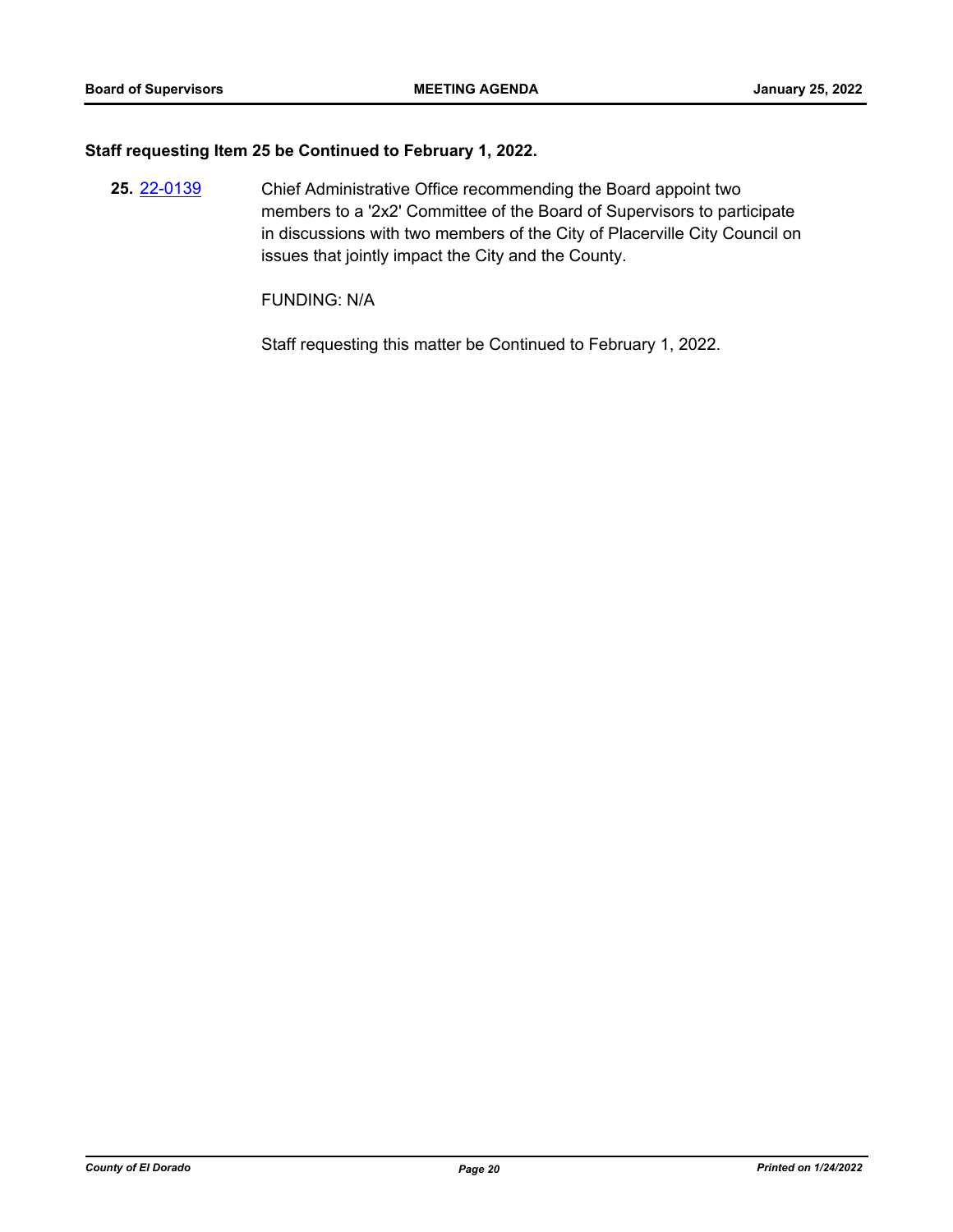**Staff requesting Item 25 be Continued to February 1, 2022.**

**25.** [22-0139](22-0139) Chief Administrative Office recommending the Board appoint two members to a '2x2' Committee of the Board of Supervisors to participate in discussions with two members of the City of Placerville City Council on issues that jointly impact the City and the County.

FUNDING: N/A

Staff requesting this matter be Continued to February 1, 2022.